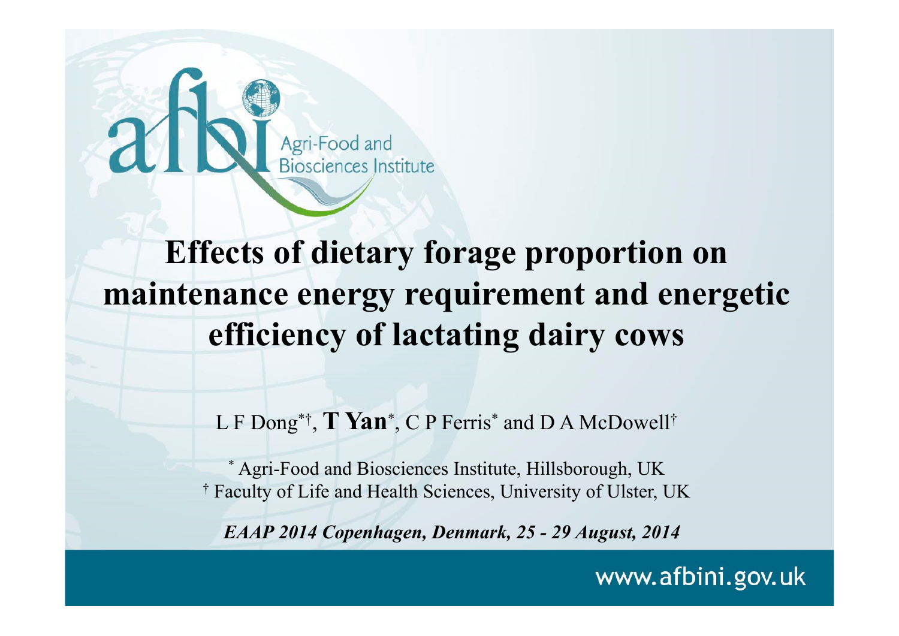Agri-Food and Biosciences Institute

# Effects of dietary forage proportion on maintenance energy requirement and energetic efficiency of lactating dairy cows

L F Dong[*†], **T Yan**[*], C P Ferris[*] and D A McDowell[†]

[*] Agri-Food and Biosciences Institute, Hillsborough, UK
[†] Faculty of Life and Health Sciences, University of Ulster, UK

***EAAP 2014 Copenhagen, Denmark, 25 - 29 August, 2014***

www.afbini.gov.uk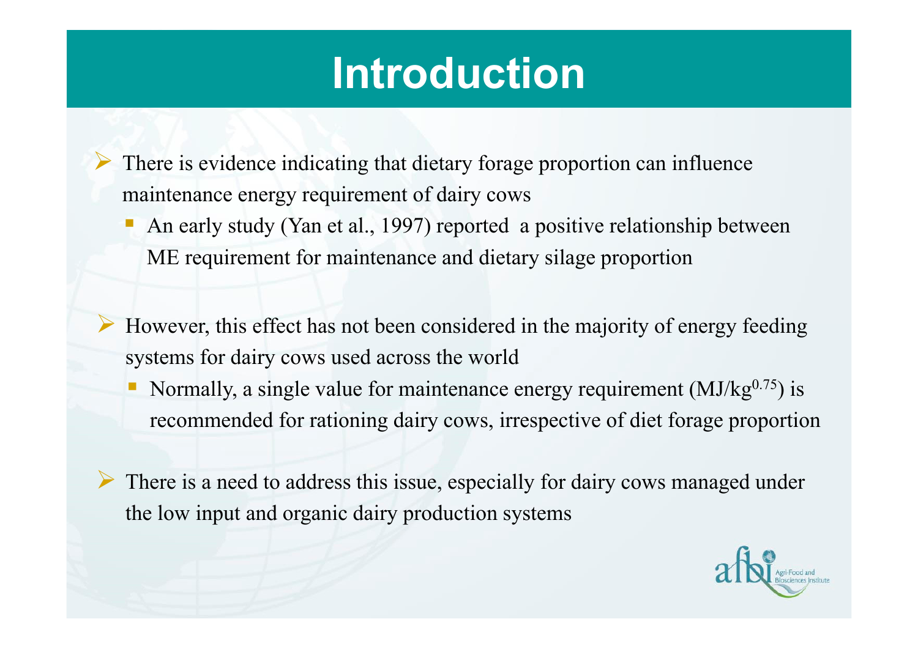# Introduction

- There is evidence indicating that dietary forage proportion can influence maintenance energy requirement of dairy cows
  - An early study (Yan et al., 1997) reported a positive relationship between ME requirement for maintenance and dietary silage proportion

- However, this effect has not been considered in the majority of energy feeding systems for dairy cows used across the world
  - Normally, a single value for maintenance energy requirement ($MJ/kg^{0.75}$) is recommended for rationing dairy cows, irrespective of diet forage proportion

- There is a need to address this issue, especially for dairy cows managed under the low input and organic dairy production systems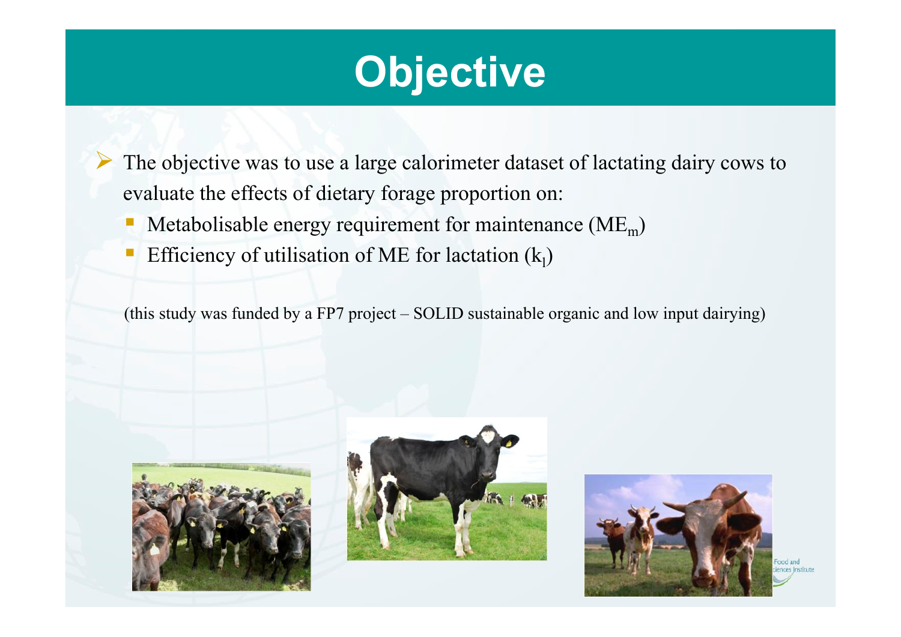# Objective

- The objective was to use a large calorimeter dataset of lactating dairy cows to evaluate the effects of dietary forage proportion on:
  - Metabolisable energy requirement for maintenance ($ME_m$)
  - Efficiency of utilisation of ME for lactation ($k_l$)

(this study was funded by a FP7 project – SOLID sustainable organic and low input dairying)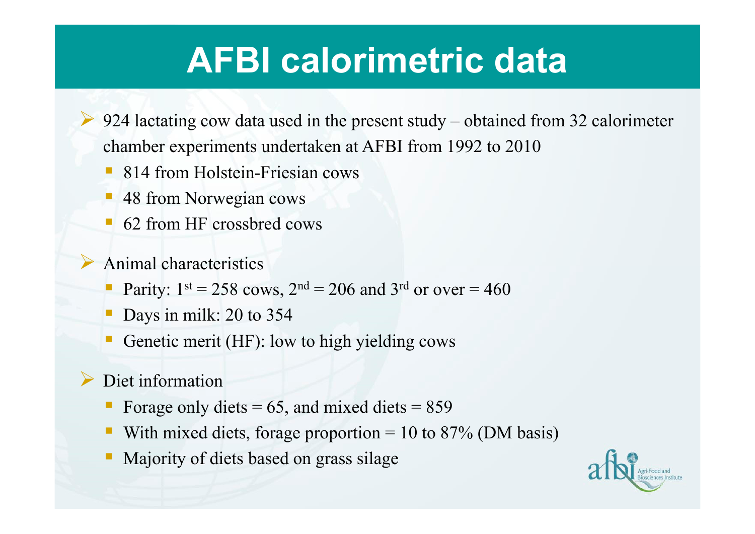# AFBI calorimetric data

- 924 lactating cow data used in the present study – obtained from 32 calorimeter chamber experiments undertaken at AFBI from 1992 to 2010
  - 814 from Holstein-Friesian cows
  - 48 from Norwegian cows
  - 62 from HF crossbred cows
- Animal characteristics
  - Parity: 1$^{st}$ = 258 cows, 2$^{nd}$ = 206 and 3$^{rd}$ or over = 460
  - Days in milk: 20 to 354
  - Genetic merit (HF): low to high yielding cows
- Diet information
  - Forage only diets = 65, and mixed diets = 859
  - With mixed diets, forage proportion = 10 to 87% (DM basis)
  - Majority of diets based on grass silage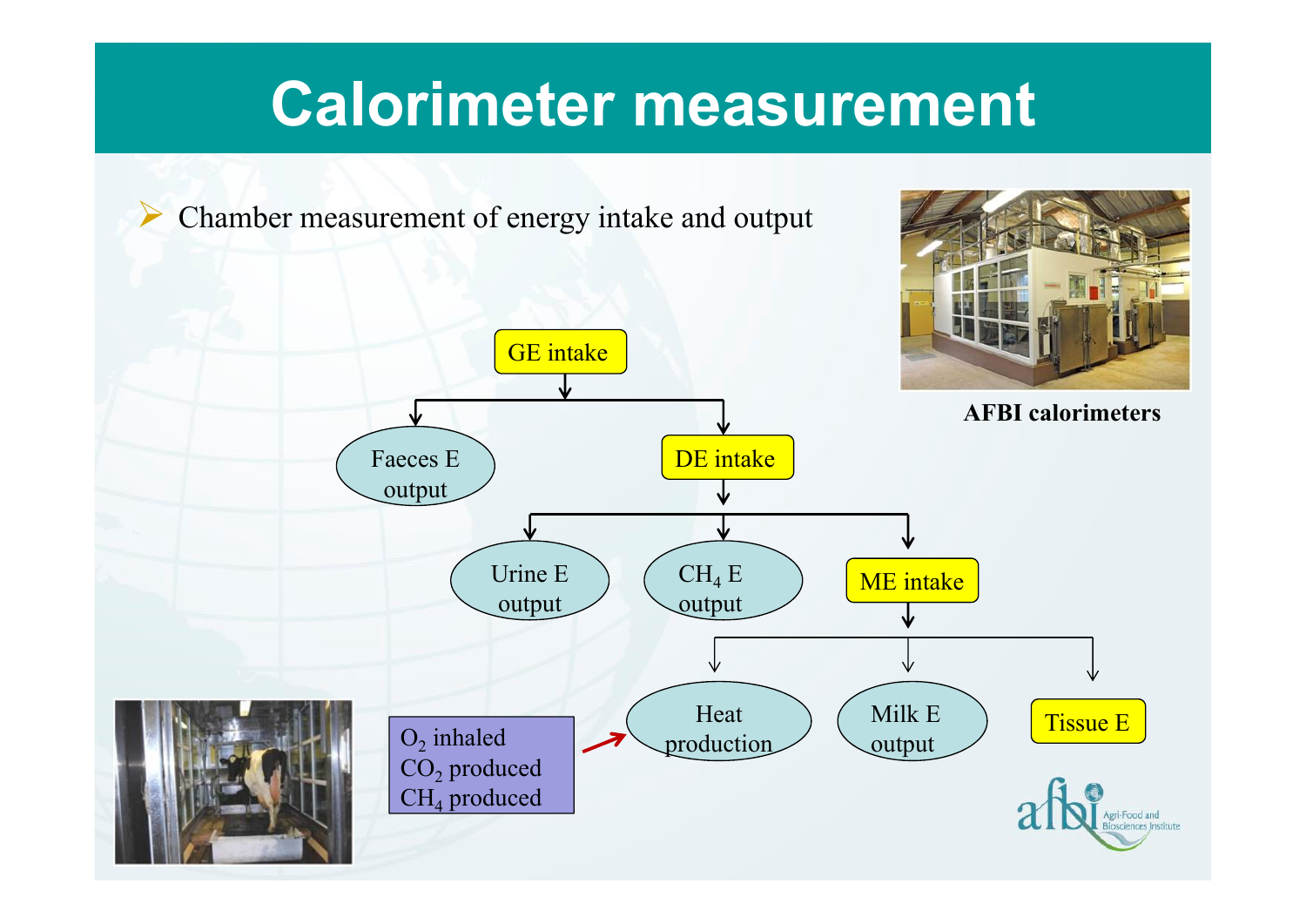# Calorimeter measurement

- Chamber measurement of energy intake and output

GE intake
- Faeces E output
- DE intake
  - Urine E output
  - $CH_4$ E output
  - ME intake
    - Heat production
    - Milk E output
    - Tissue E

$O_2$ inhaled
$CO_2$ produced
$CH_4$ produced
→ Heat production

**AFBI calorimeters**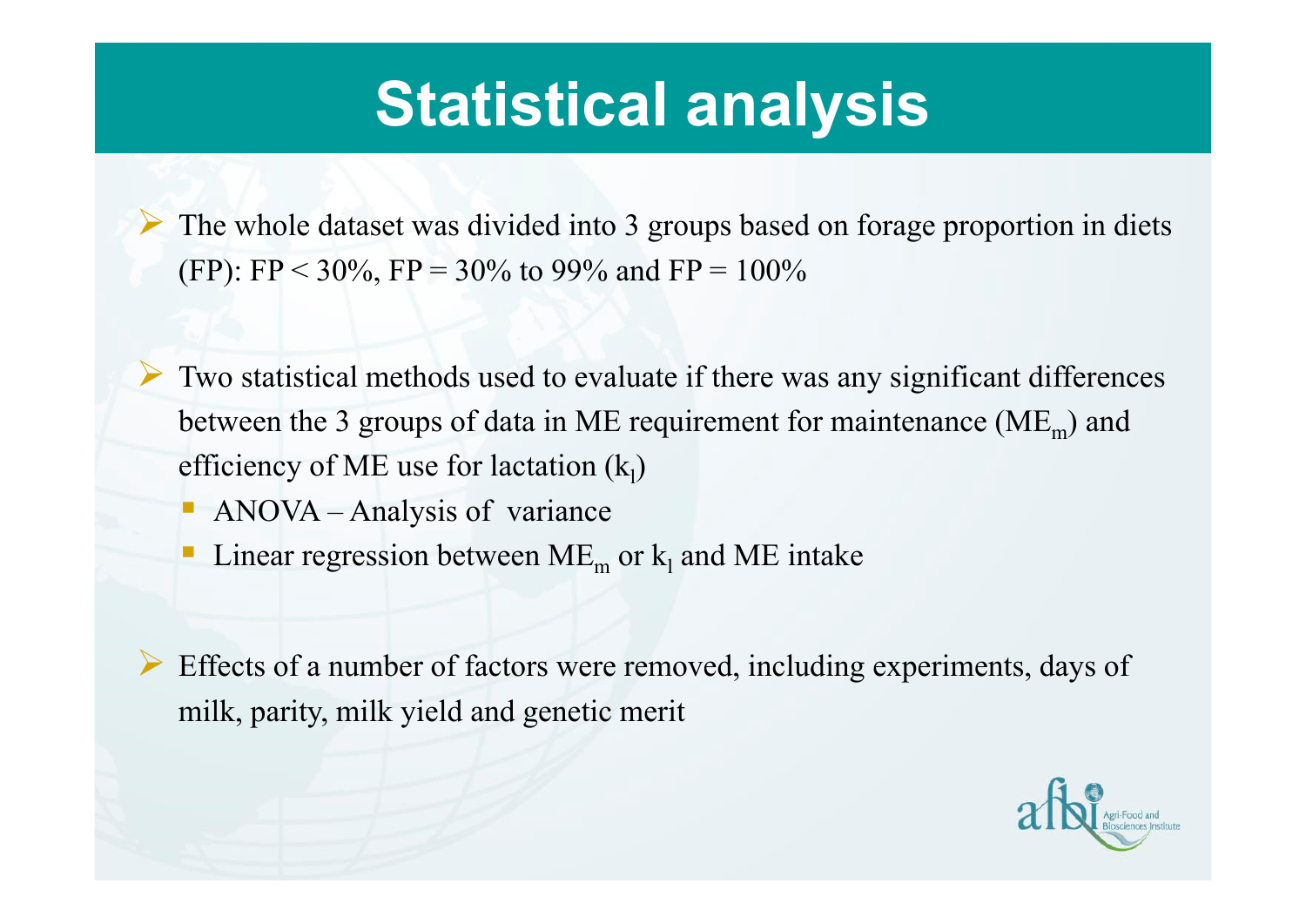# Statistical analysis

- The whole dataset was divided into 3 groups based on forage proportion in diets (FP): FP < 30%, FP = 30% to 99% and FP = 100%

- Two statistical methods used to evaluate if there was any significant differences between the 3 groups of data in ME requirement for maintenance ($ME_m$) and efficiency of ME use for lactation ($k_l$)
  - ANOVA – Analysis of variance
  - Linear regression between $ME_m$ or $k_l$ and ME intake

- Effects of a number of factors were removed, including experiments, days of milk, parity, milk yield and genetic merit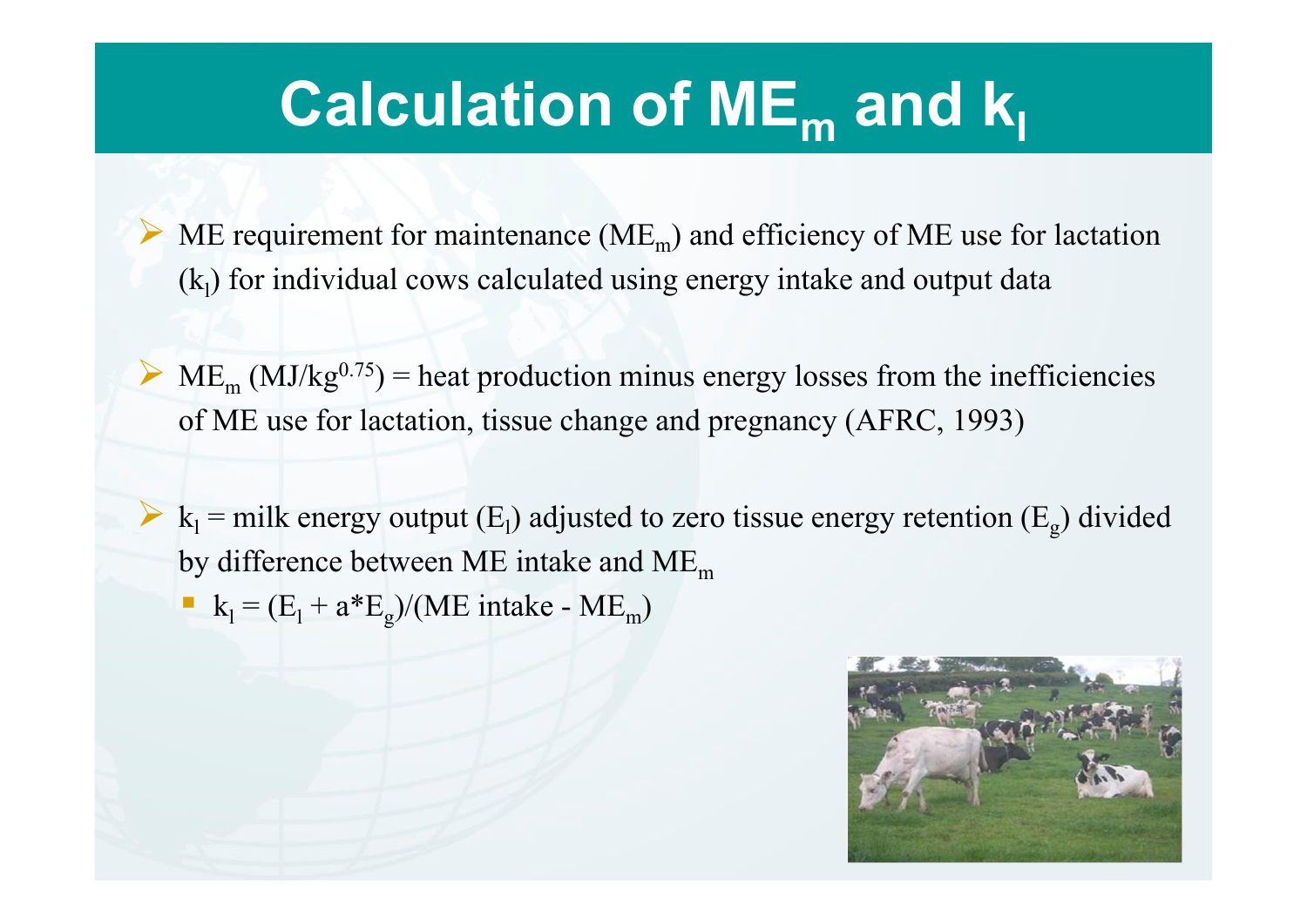# Calculation of $ME_m$ and $k_l$

- ME requirement for maintenance ($ME_m$) and efficiency of ME use for lactation ($k_l$) for individual cows calculated using energy intake and output data

- $ME_m$ ($MJ/kg^{0.75}$) = heat production minus energy losses from the inefficiencies of ME use for lactation, tissue change and pregnancy (AFRC, 1993)

- $k_l$ = milk energy output ($E_l$) adjusted to zero tissue energy retention ($E_g$) divided by difference between ME intake and $ME_m$
  - $k_l = (E_l + a*E_g)/(\text{ME intake} - ME_m)$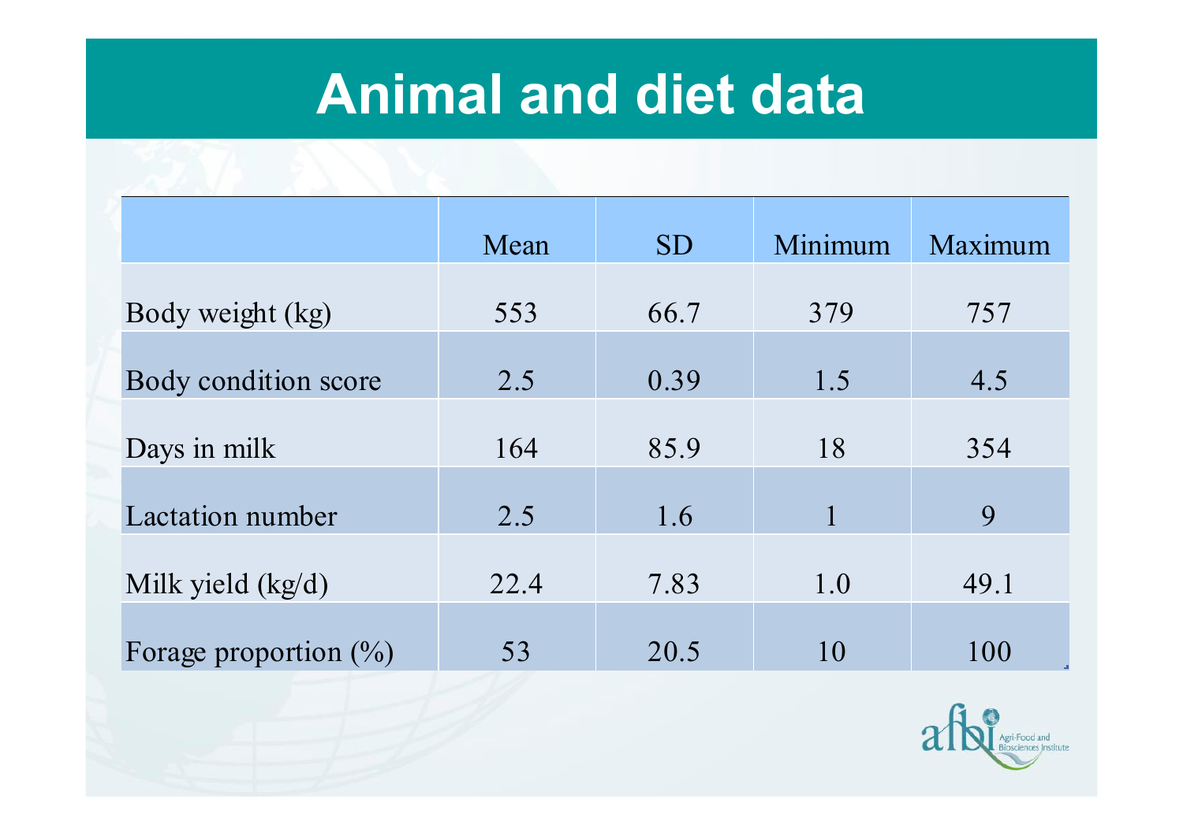# Animal and diet data

| | Mean | SD | Minimum | Maximum |
|---|---|---|---|---|
| Body weight (kg) | 553 | 66.7 | 379 | 757 |
| Body condition score | 2.5 | 0.39 | 1.5 | 4.5 |
| Days in milk | 164 | 85.9 | 18 | 354 |
| Lactation number | 2.5 | 1.6 | 1 | 9 |
| Milk yield (kg/d) | 22.4 | 7.83 | 1.0 | 49.1 |
| Forage proportion (%) | 53 | 20.5 | 10 | 100 |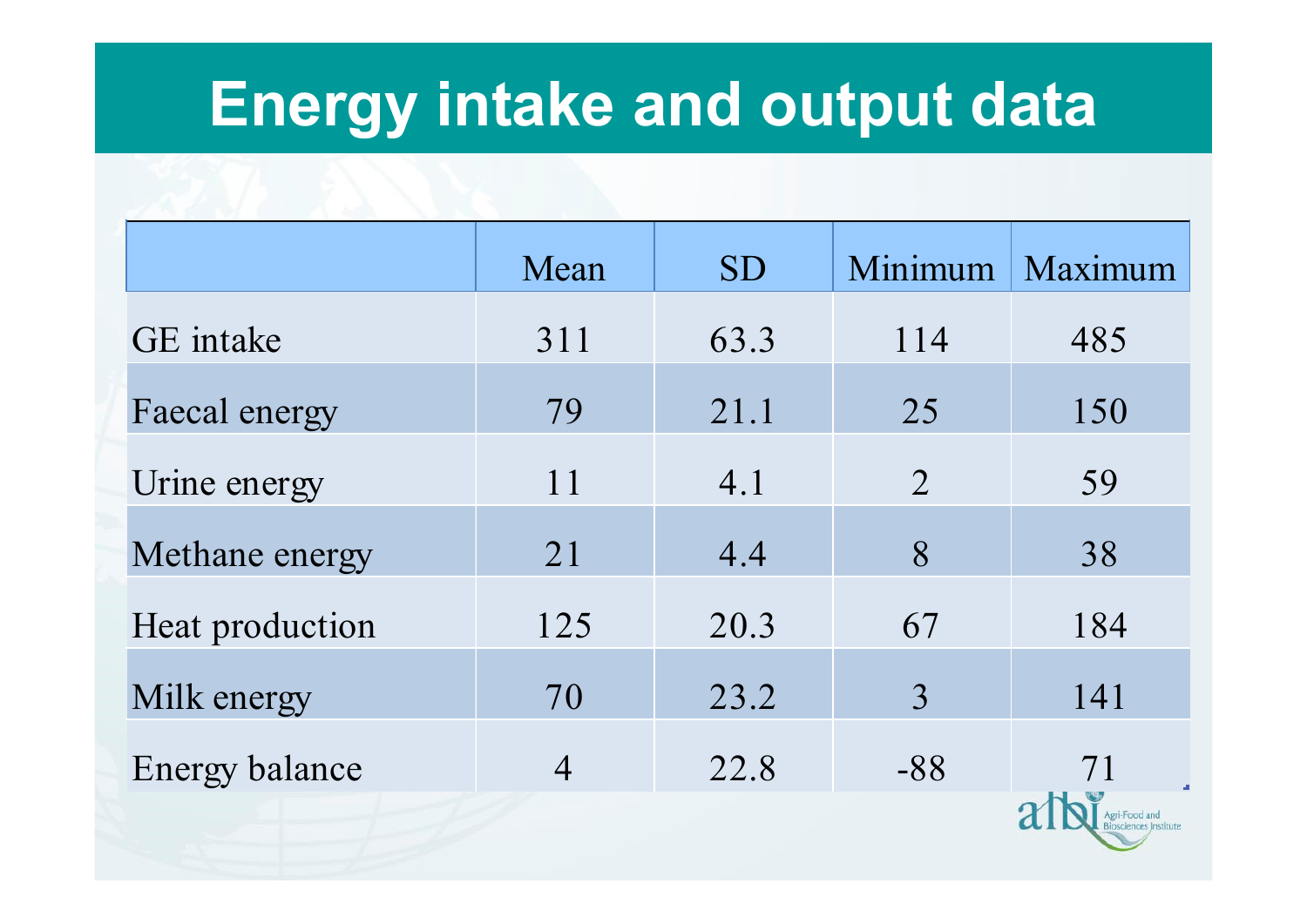# Energy intake and output data

| | Mean | SD | Minimum | Maximum |
|---|---|---|---|---|
| GE intake | 311 | 63.3 | 114 | 485 |
| Faecal energy | 79 | 21.1 | 25 | 150 |
| Urine energy | 11 | 4.1 | 2 | 59 |
| Methane energy | 21 | 4.4 | 8 | 38 |
| Heat production | 125 | 20.3 | 67 | 184 |
| Milk energy | 70 | 23.2 | 3 | 141 |
| Energy balance | 4 | 22.8 | -88 | 71 |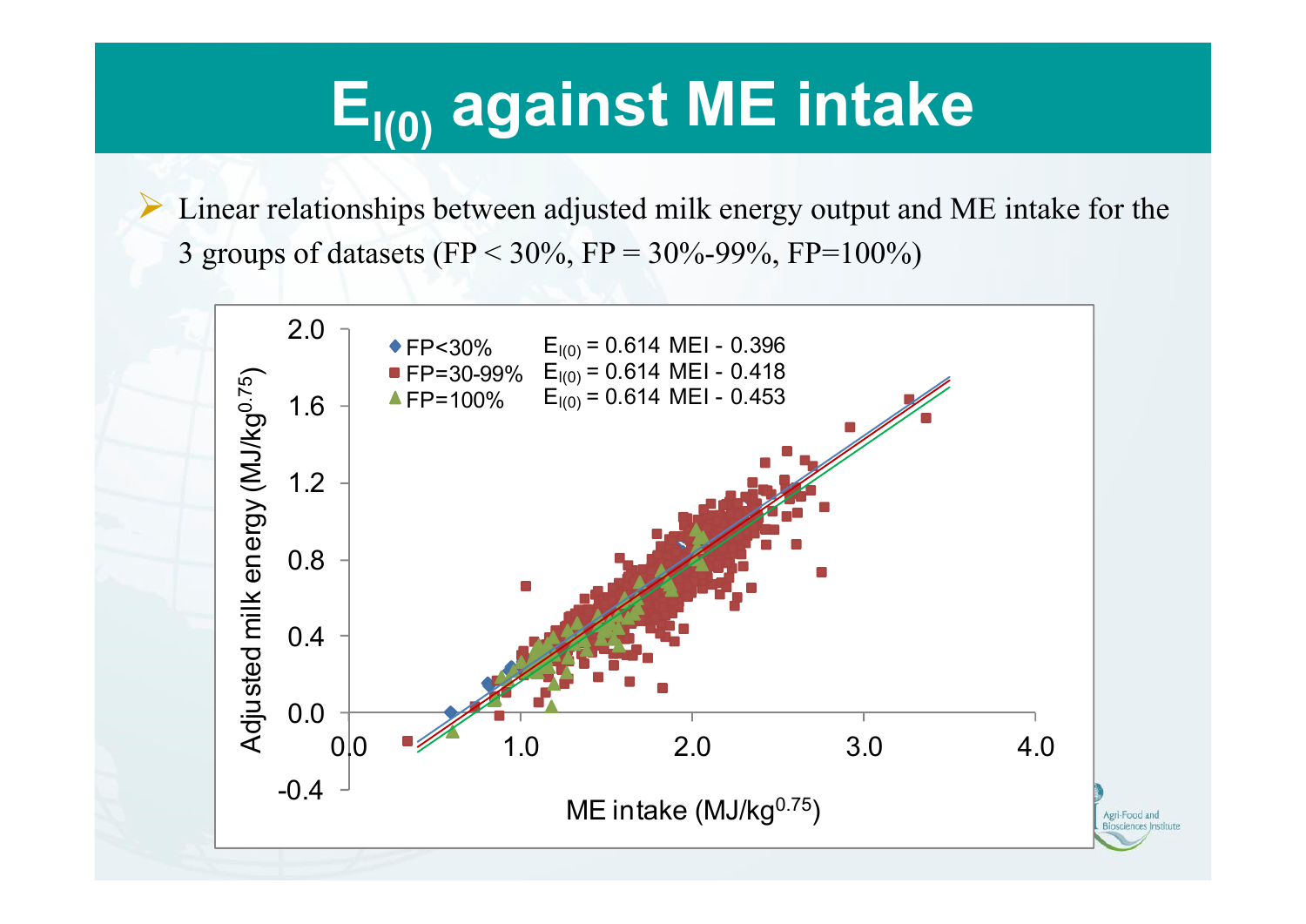# $E_{l(0)}$ against ME intake

- Linear relationships between adjusted milk energy output and ME intake for the 3 groups of datasets (FP < 30%, FP = 30%-99%, FP=100%)

| Group | Equation |
| --- | --- |
| FP<30% | $E_{l(0)} = 0.614\ MEI - 0.396$ |
| FP=30-99% | $E_{l(0)} = 0.614\ MEI - 0.418$ |
| FP=100% | $E_{l(0)} = 0.614\ MEI - 0.453$ |

Adjusted milk energy ($MJ/kg^{0.75}$) vs. ME intake ($MJ/kg^{0.75}$)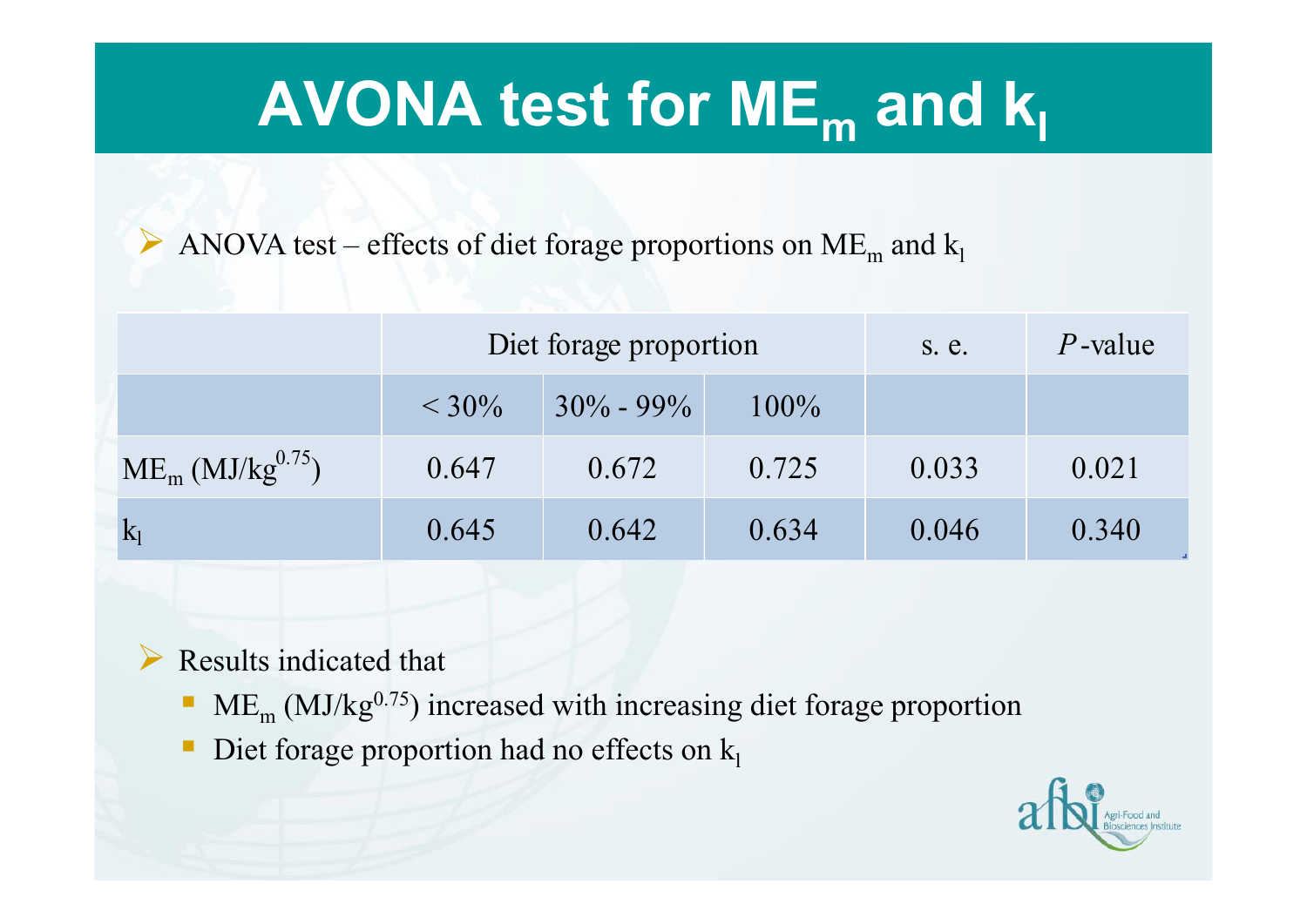# AVONA test for $ME_m$ and $k_l$

- ANOVA test – effects of diet forage proportions on $ME_m$ and $k_l$

| | Diet forage proportion | | | s. e. | *P*-value |
|---|---|---|---|---|---|
| | < 30% | 30% - 99% | 100% | | |
| $ME_m$ (MJ/kg$^{0.75}$) | 0.647 | 0.672 | 0.725 | 0.033 | 0.021 |
| $k_l$ | 0.645 | 0.642 | 0.634 | 0.046 | 0.340 |

- Results indicated that
  - $ME_m$ (MJ/kg$^{0.75}$) increased with increasing diet forage proportion
  - Diet forage proportion had no effects on $k_l$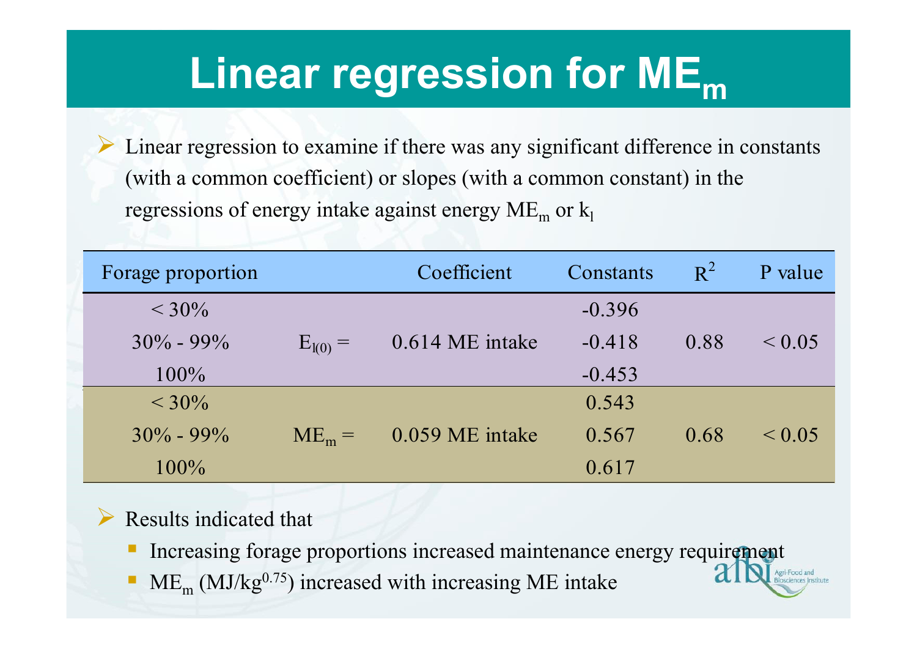# Linear regression for $ME_m$

- Linear regression to examine if there was any significant difference in constants (with a common coefficient) or slopes (with a common constant) in the regressions of energy intake against energy $ME_m$ or $k_l$

| Forage proportion | | Coefficient | Constants | $R^2$ | P value |
|---|---|---|---|---|---|
| < 30% | | | -0.396 | | |
| 30% - 99% | $E_{l(0)}$ = | 0.614 ME intake | -0.418 | 0.88 | < 0.05 |
| 100% | | | -0.453 | | |
| < 30% | | | 0.543 | | |
| 30% - 99% | $ME_m$ = | 0.059 ME intake | 0.567 | 0.68 | < 0.05 |
| 100% | | | 0.617 | | |

- Results indicated that
  - Increasing forage proportions increased maintenance energy requirement
  - $ME_m$ ($MJ/kg^{0.75}$) increased with increasing ME intake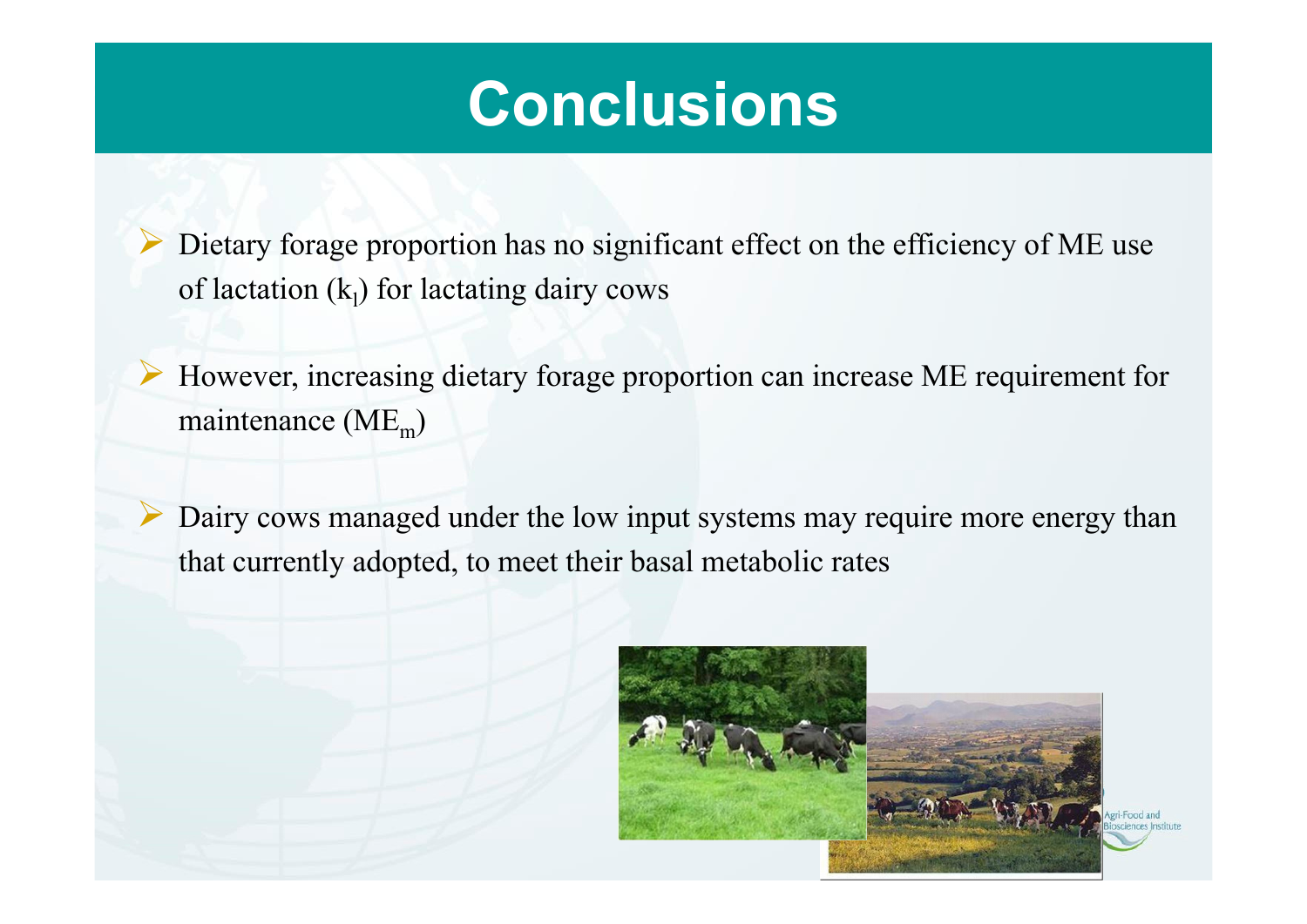# Conclusions

- Dietary forage proportion has no significant effect on the efficiency of ME use of lactation ($k_l$) for lactating dairy cows
- However, increasing dietary forage proportion can increase ME requirement for maintenance ($ME_m$)
- Dairy cows managed under the low input systems may require more energy than that currently adopted, to meet their basal metabolic rates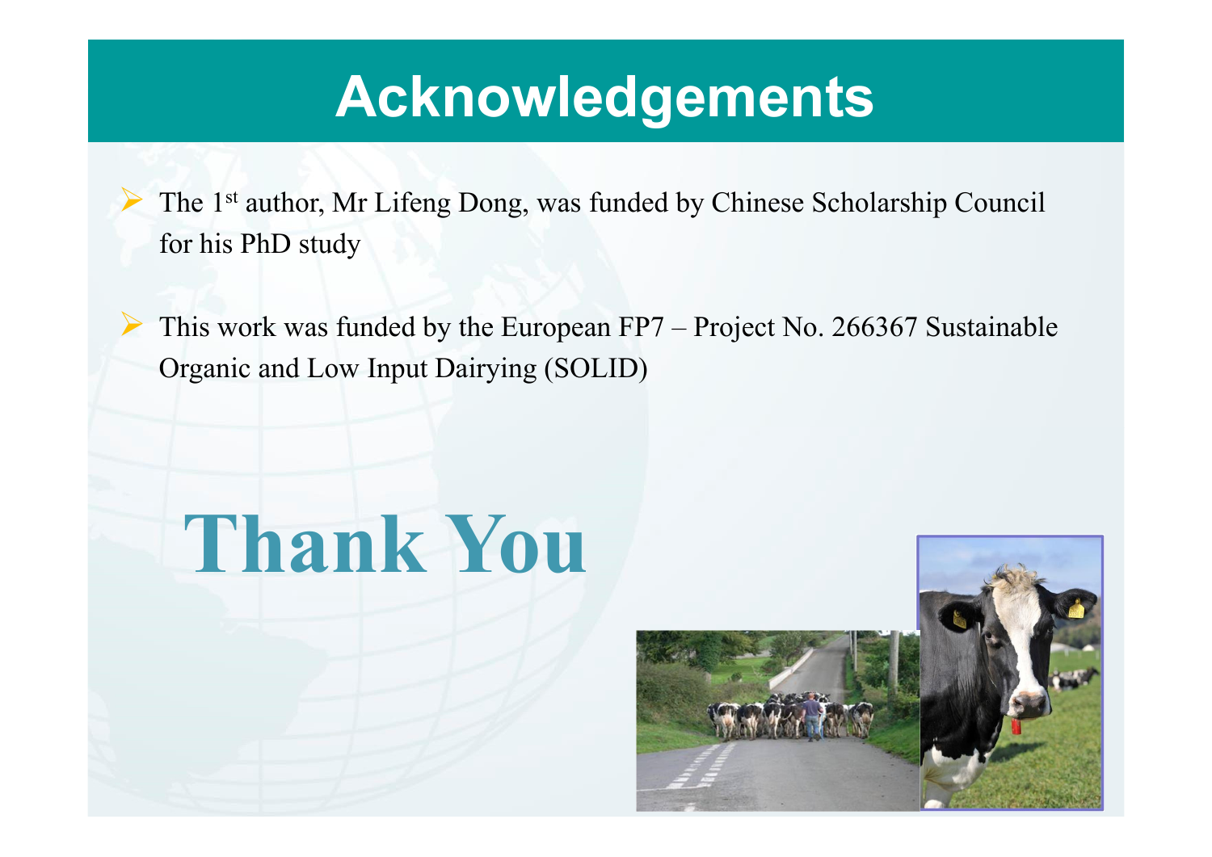# Acknowledgements

- The 1st author, Mr Lifeng Dong, was funded by Chinese Scholarship Council for his PhD study
- This work was funded by the European FP7 – Project No. 266367 Sustainable Organic and Low Input Dairying (SOLID)

# Thank You